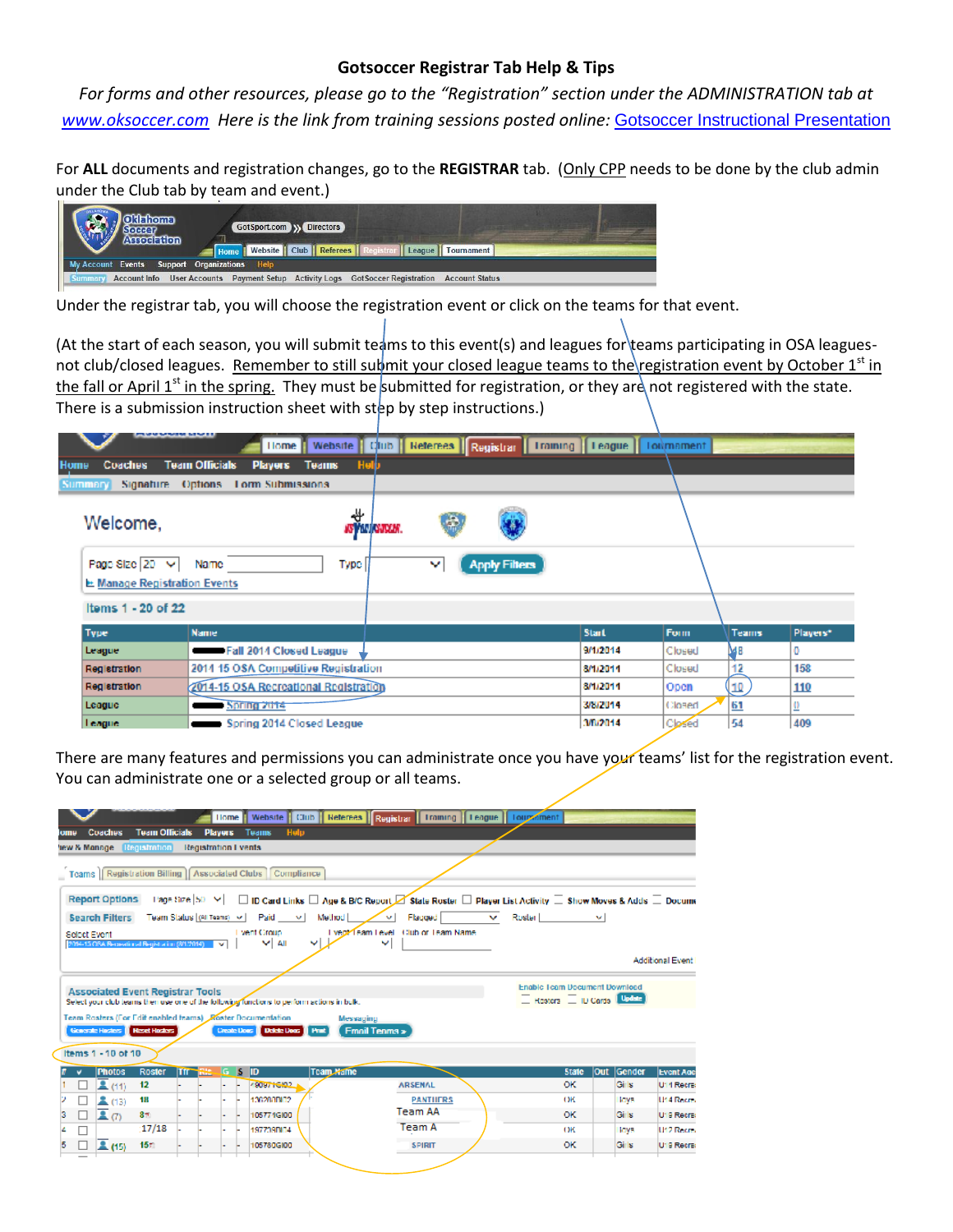# Gotsoccer Registrar Tab Help & Tips

*For forms and other resources, please go to the "Registration" section under the ADMINISTRATION tab at www.oksoccer.com Here is the link from training sessions posted online: Gotsoccer Instructional Presentation*

For **ALL** documents and registration changes, go to the **REGISTRAR** tab. (Only CPP needs to be done by the club admin under the Club tab by team and event.)

Under the registrar tab, you will choose the registration event or click on the teams for that event.

(At the start of each season, you will submit teams to this event(s) and leagues for teams participating in OSA leagues- not club/closed leagues. Remember to still submit your closed league teams to the registration event by October 1st in the fall or April 1st in the spring. They must be submitted for registration, or they are not registered with the state. There is a submission instruction sheet with step by step instructions.)

There are many features and permissions you can administrate once you have your teams' list for the registration event. You can administrate one or a selected group or all teams.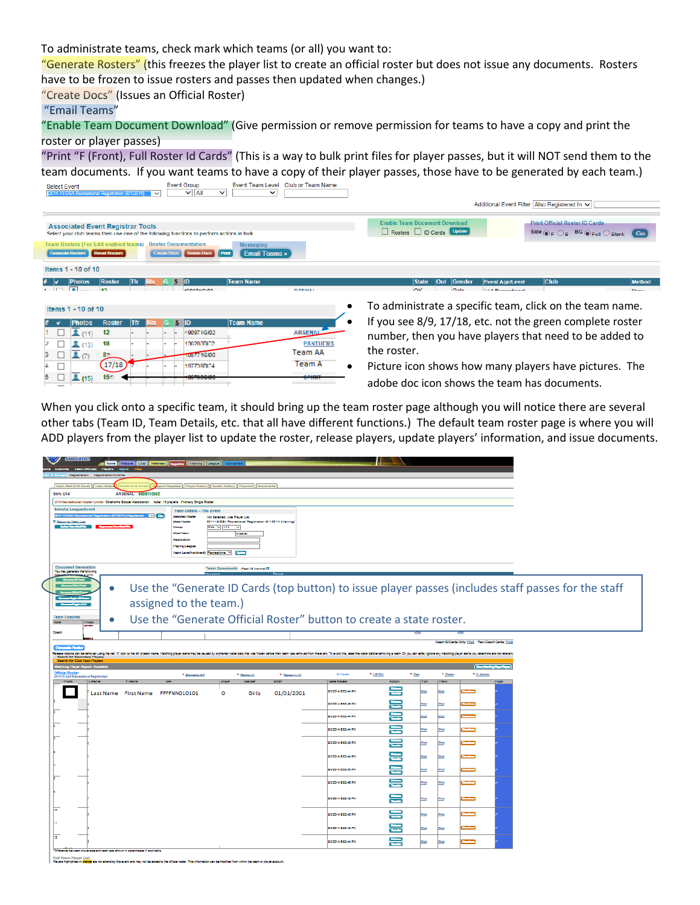To administrate teams, check mark which teams (or all) you want to:

"Generate Rosters" (this freezes the player list to create an official roster but does not issue any documents. Rosters have to be frozen to issue rosters and passes then updated when changes.)

"Create Docs" (Issues an Official Roster)

"Email Teams"

"Enable Team Document Download" (Give permission or remove permission for teams to have a copy and print the roster or player passes)

"Print "F (Front), Full Roster Id Cards" (This is a way to bulk print files for player passes, but it will NOT send them to the team documents. If you want teams to have a copy of their player passes, those have to be generated by each team.)

- To administrate a specific team, click on the team name.
- If you see 8/9, 17/18, etc. not the green complete roster number, then you have players that need to be added to the roster.
- Picture icon shows how many players have pictures. The adobe doc icon shows the team has documents.

When you click onto a specific team, it should bring up the team roster page although you will notice there are several other tabs (Team ID, Team Details, etc. that all have different functions.) The default team roster page is where you will ADD players from the player list to update the roster, release players, update players' information, and issue documents.

- Use the "Generate ID Cards (top button) to issue player passes (includes staff passes for the staff assigned to the team.)
- Use the "Generate Official Roster" button to create a state roster.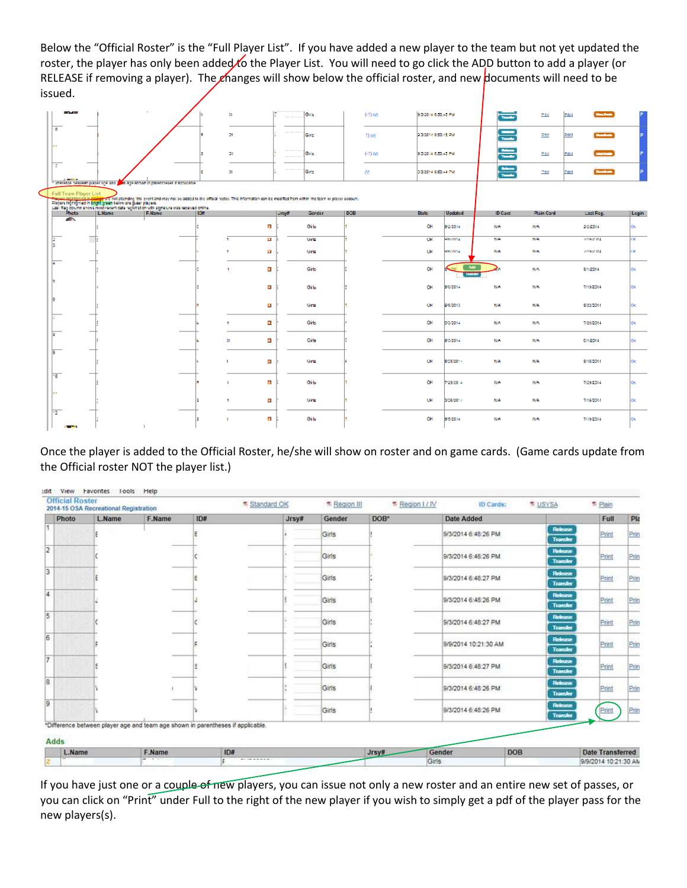Below the "Official Roster" is the "Full Player List". If you have added a new player to the team but not yet updated the roster, the player has only been added to the Player List. You will need to go click the ADD button to add a player (or RELEASE if removing a player). The changes will show below the official roster, and new documents will need to be issued.

Once the player is added to the Official Roster, he/she will show on roster and on game cards. (Game cards update from the Official roster NOT the player list.)

If you have just one or a couple of new players, you can issue not only a new roster and an entire new set of passes, or you can click on "Print" under Full to the right of the new player if you wish to simply get a pdf of the player pass for the new players(s).